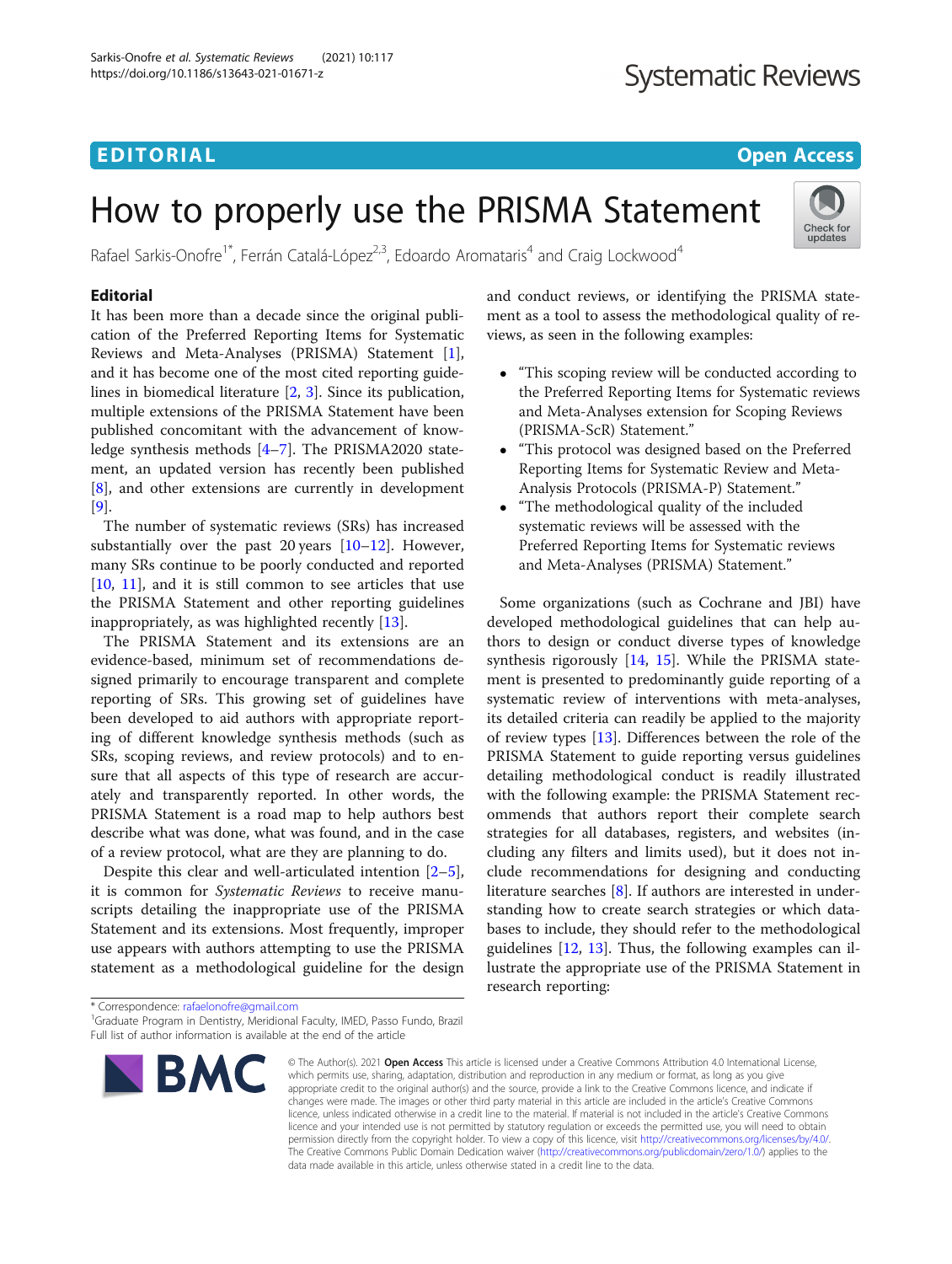EDITORIAL

Open Access

# How to properly use the PRISMA Statement

Rafael Sarkis-Onofre[1*], Ferrán Catalá-López[2,3], Edoardo Aromataris[4] and Craig Lockwood[4]

## Editorial

It has been more than a decade since the original publication of the Preferred Reporting Items for Systematic Reviews and Meta-Analyses (PRISMA) Statement [1], and it has become one of the most cited reporting guidelines in biomedical literature [2, 3]. Since its publication, multiple extensions of the PRISMA Statement have been published concomitant with the advancement of knowledge synthesis methods [4–7]. The PRISMA2020 statement, an updated version has recently been published [8], and other extensions are currently in development [9].

The number of systematic reviews (SRs) has increased substantially over the past 20 years [10–12]. However, many SRs continue to be poorly conducted and reported [10, 11], and it is still common to see articles that use the PRISMA Statement and other reporting guidelines inappropriately, as was highlighted recently [13].

The PRISMA Statement and its extensions are an evidence-based, minimum set of recommendations designed primarily to encourage transparent and complete reporting of SRs. This growing set of guidelines have been developed to aid authors with appropriate reporting of different knowledge synthesis methods (such as SRs, scoping reviews, and review protocols) and to ensure that all aspects of this type of research are accurately and transparently reported. In other words, the PRISMA Statement is a road map to help authors best describe what was done, what was found, and in the case of a review protocol, what are they are planning to do.

Despite this clear and well-articulated intention [2–5], it is common for *Systematic Reviews* to receive manuscripts detailing the inappropriate use of the PRISMA Statement and its extensions. Most frequently, improper use appears with authors attempting to use the PRISMA statement as a methodological guideline for the design and conduct reviews, or identifying the PRISMA statement as a tool to assess the methodological quality of reviews, as seen in the following examples:

- "This scoping review will be conducted according to the Preferred Reporting Items for Systematic reviews and Meta-Analyses extension for Scoping Reviews (PRISMA-ScR) Statement."
- "This protocol was designed based on the Preferred Reporting Items for Systematic Review and Meta-Analysis Protocols (PRISMA-P) Statement."
- "The methodological quality of the included systematic reviews will be assessed with the Preferred Reporting Items for Systematic reviews and Meta-Analyses (PRISMA) Statement."

Some organizations (such as Cochrane and JBI) have developed methodological guidelines that can help authors to design or conduct diverse types of knowledge synthesis rigorously [14, 15]. While the PRISMA statement is presented to predominantly guide reporting of a systematic review of interventions with meta-analyses, its detailed criteria can readily be applied to the majority of review types [13]. Differences between the role of the PRISMA Statement to guide reporting versus guidelines detailing methodological conduct is readily illustrated with the following example: the PRISMA Statement recommends that authors report their complete search strategies for all databases, registers, and websites (including any filters and limits used), but it does not include recommendations for designing and conducting literature searches [8]. If authors are interested in understanding how to create search strategies or which databases to include, they should refer to the methodological guidelines [12, 13]. Thus, the following examples can illustrate the appropriate use of the PRISMA Statement in research reporting:

* Correspondence: rafaelonofre@gmail.com
[1]Graduate Program in Dentistry, Meridional Faculty, IMED, Passo Fundo, Brazil
Full list of author information is available at the end of the article

© The Author(s). 2021 **Open Access** This article is licensed under a Creative Commons Attribution 4.0 International License, which permits use, sharing, adaptation, distribution and reproduction in any medium or format, as long as you give appropriate credit to the original author(s) and the source, provide a link to the Creative Commons licence, and indicate if changes were made. The images or other third party material in this article are included in the article's Creative Commons licence, unless indicated otherwise in a credit line to the material. If material is not included in the article's Creative Commons licence and your intended use is not permitted by statutory regulation or exceeds the permitted use, you will need to obtain permission directly from the copyright holder. To view a copy of this licence, visit http://creativecommons.org/licenses/by/4.0/. The Creative Commons Public Domain Dedication waiver (http://creativecommons.org/publicdomain/zero/1.0/) applies to the data made available in this article, unless otherwise stated in a credit line to the data.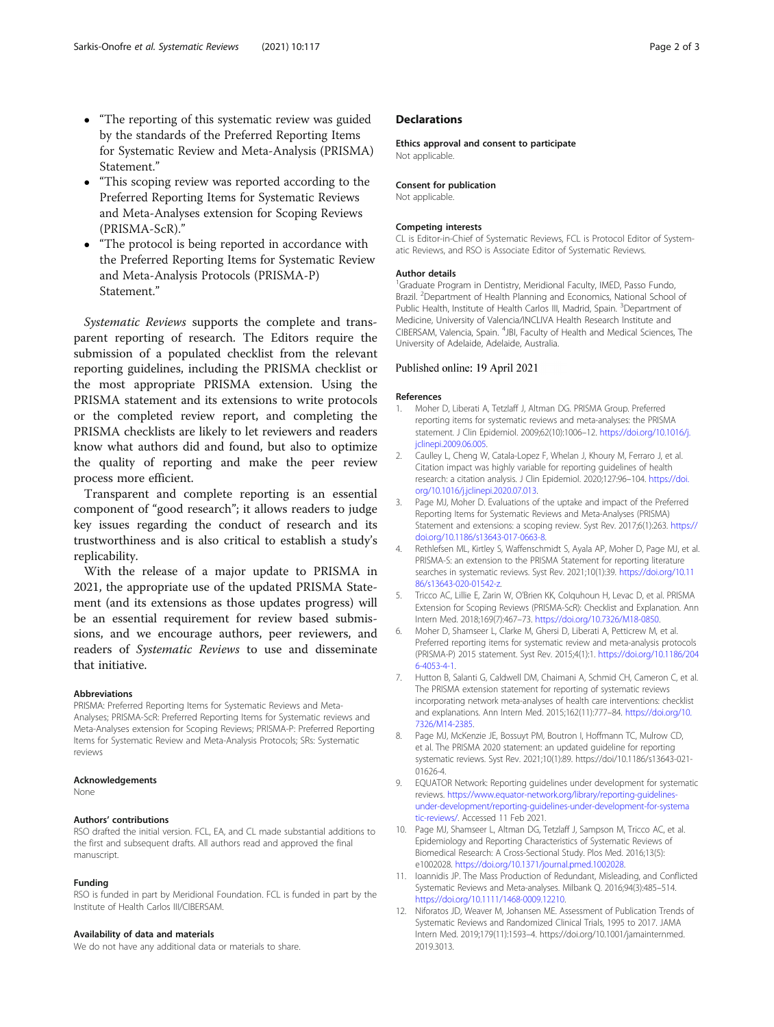- "The reporting of this systematic review was guided by the standards of the Preferred Reporting Items for Systematic Review and Meta-Analysis (PRISMA) Statement."
- "This scoping review was reported according to the Preferred Reporting Items for Systematic Reviews and Meta-Analyses extension for Scoping Reviews (PRISMA-ScR)."
- "The protocol is being reported in accordance with the Preferred Reporting Items for Systematic Review and Meta-Analysis Protocols (PRISMA-P) Statement."

*Systematic Reviews* supports the complete and transparent reporting of research. The Editors require the submission of a populated checklist from the relevant reporting guidelines, including the PRISMA checklist or the most appropriate PRISMA extension. Using the PRISMA statement and its extensions to write protocols or the completed review report, and completing the PRISMA checklists are likely to let reviewers and readers know what authors did and found, but also to optimize the quality of reporting and make the peer review process more efficient.

Transparent and complete reporting is an essential component of "good research"; it allows readers to judge key issues regarding the conduct of research and its trustworthiness and is also critical to establish a study's replicability.

With the release of a major update to PRISMA in 2021, the appropriate use of the updated PRISMA Statement (and its extensions as those updates progress) will be an essential requirement for review based submissions, and we encourage authors, peer reviewers, and readers of *Systematic Reviews* to use and disseminate that initiative.

#### Abbreviations

PRISMA: Preferred Reporting Items for Systematic Reviews and Meta-Analyses; PRISMA-ScR: Preferred Reporting Items for Systematic reviews and Meta-Analyses extension for Scoping Reviews; PRISMA-P: Preferred Reporting Items for Systematic Review and Meta-Analysis Protocols; SRs: Systematic reviews

#### Acknowledgements

None

#### Authors' contributions

RSO drafted the initial version. FCL, EA, and CL made substantial additions to the first and subsequent drafts. All authors read and approved the final manuscript.

#### Funding

RSO is funded in part by Meridional Foundation. FCL is funded in part by the Institute of Health Carlos III/CIBERSAM.

#### Availability of data and materials

We do not have any additional data or materials to share.

## Declarations

#### Ethics approval and consent to participate

Not applicable.

#### Consent for publication

Not applicable.

#### Competing interests

CL is Editor-in-Chief of Systematic Reviews, FCL is Protocol Editor of Systematic Reviews, and RSO is Associate Editor of Systematic Reviews.

#### Author details

[1]Graduate Program in Dentistry, Meridional Faculty, IMED, Passo Fundo, Brazil. [2]Department of Health Planning and Economics, National School of Public Health, Institute of Health Carlos III, Madrid, Spain. [3]Department of Medicine, University of Valencia/INCLIVA Health Research Institute and CIBERSAM, Valencia, Spain. [4]JBI, Faculty of Health and Medical Sciences, The University of Adelaide, Adelaide, Australia.

Published online: 19 April 2021

#### References

1. Moher D, Liberati A, Tetzlaff J, Altman DG. PRISMA Group. Preferred reporting items for systematic reviews and meta-analyses: the PRISMA statement. J Clin Epidemiol. 2009;62(10):1006–12. https://doi.org/10.1016/j.jclinepi.2009.06.005.
2. Caulley L, Cheng W, Catala-Lopez F, Whelan J, Khoury M, Ferraro J, et al. Citation impact was highly variable for reporting guidelines of health research: a citation analysis. J Clin Epidemiol. 2020;127:96–104. https://doi.org/10.1016/j.jclinepi.2020.07.013.
3. Page MJ, Moher D. Evaluations of the uptake and impact of the Preferred Reporting Items for Systematic Reviews and Meta-Analyses (PRISMA) Statement and extensions: a scoping review. Syst Rev. 2017;6(1):263. https://doi.org/10.1186/s13643-017-0663-8.
4. Rethlefsen ML, Kirtley S, Waffenschmidt S, Ayala AP, Moher D, Page MJ, et al. PRISMA-S: an extension to the PRISMA Statement for reporting literature searches in systematic reviews. Syst Rev. 2021;10(1):39. https://doi.org/10.1186/s13643-020-01542-z.
5. Tricco AC, Lillie E, Zarin W, O'Brien KK, Colquhoun H, Levac D, et al. PRISMA Extension for Scoping Reviews (PRISMA-ScR): Checklist and Explanation. Ann Intern Med. 2018;169(7):467–73. https://doi.org/10.7326/M18-0850.
6. Moher D, Shamseer L, Clarke M, Ghersi D, Liberati A, Petticrew M, et al. Preferred reporting items for systematic review and meta-analysis protocols (PRISMA-P) 2015 statement. Syst Rev. 2015;4(1):1. https://doi.org/10.1186/2046-4053-4-1.
7. Hutton B, Salanti G, Caldwell DM, Chaimani A, Schmid CH, Cameron C, et al. The PRISMA extension statement for reporting of systematic reviews incorporating network meta-analyses of health care interventions: checklist and explanations. Ann Intern Med. 2015;162(11):777–84. https://doi.org/10.7326/M14-2385.
8. Page MJ, McKenzie JE, Bossuyt PM, Boutron I, Hoffmann TC, Mulrow CD, et al. The PRISMA 2020 statement: an updated guideline for reporting systematic reviews. Syst Rev. 2021;10(1):89. https://doi/10.1186/s13643-021-01626-4.
9. EQUATOR Network: Reporting guidelines under development for systematic reviews. https://www.equator-network.org/library/reporting-guidelines-under-development/reporting-guidelines-under-development-for-systematic-reviews/. Accessed 11 Feb 2021.
10. Page MJ, Shamseer L, Altman DG, Tetzlaff J, Sampson M, Tricco AC, et al. Epidemiology and Reporting Characteristics of Systematic Reviews of Biomedical Research: A Cross-Sectional Study. Plos Med. 2016;13(5):e1002028. https://doi.org/10.1371/journal.pmed.1002028.
11. Ioannidis JP. The Mass Production of Redundant, Misleading, and Conflicted Systematic Reviews and Meta-analyses. Milbank Q. 2016;94(3):485–514. https://doi.org/10.1111/1468-0009.12210.
12. Niforatos JD, Weaver M, Johansen ME. Assessment of Publication Trends of Systematic Reviews and Randomized Clinical Trials, 1995 to 2017. JAMA Intern Med. 2019;179(11):1593–4. https://doi.org/10.1001/jamainternmed.2019.3013.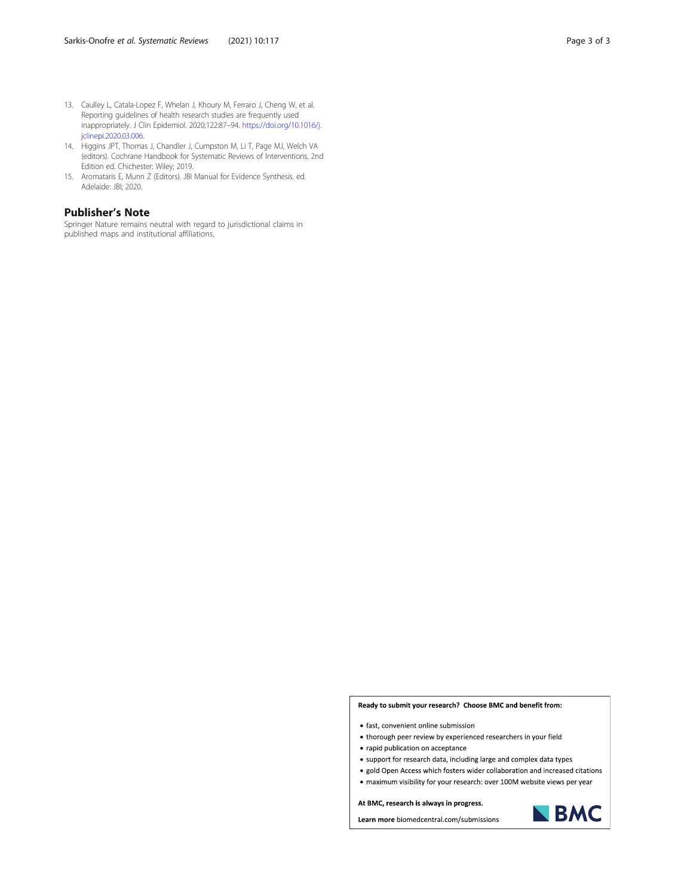13. Caulley L, Catala-Lopez F, Whelan J, Khoury M, Ferraro J, Cheng W, et al. Reporting guidelines of health research studies are frequently used inappropriately. J Clin Epidemiol. 2020;122:87–94. https://doi.org/10.1016/j.jclinepi.2020.03.006.
14. Higgins JPT, Thomas J, Chandler J, Cumpston M, Li T, Page MJ, Welch VA (editors). Cochrane Handbook for Systematic Reviews of Interventions. 2nd Edition ed. Chichester: Wiley; 2019.
15. Aromataris E, Munn Z (Editors). JBI Manual for Evidence Synthesis. ed. Adelaide: JBI; 2020.

## Publisher's Note

Springer Nature remains neutral with regard to jurisdictional claims in published maps and institutional affiliations.

**Ready to submit your research? Choose BMC and benefit from:**

- fast, convenient online submission
- thorough peer review by experienced researchers in your field
- rapid publication on acceptance
- support for research data, including large and complex data types
- gold Open Access which fosters wider collaboration and increased citations
- maximum visibility for your research: over 100M website views per year

**At BMC, research is always in progress.**

**Learn more** biomedcentral.com/submissions

BMC